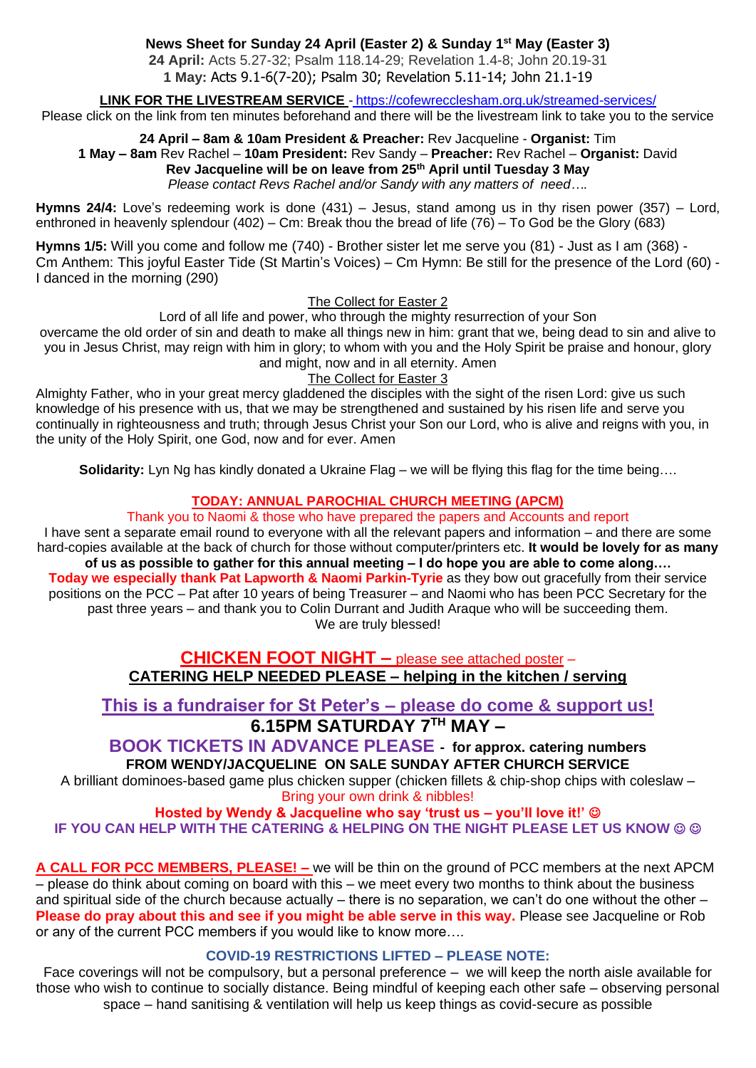**News Sheet for Sunday 24 April (Easter 2) & Sunday 1st May (Easter 3)**

**24 April:** Acts 5.27-32; Psalm 118.14-29; Revelation 1.4-8; John 20.19-31
**1 May:** Acts 9.1-6(7-20); Psalm 30; Revelation 5.11-14; John 21.1-19

**LINK FOR THE LIVESTREAM SERVICE** - https://cofewrecclesham.org.uk/streamed-services/
Please click on the link from ten minutes beforehand and there will be the livestream link to take you to the service

**24 April – 8am & 10am President & Preacher:** Rev Jacqueline - **Organist:** Tim
**1 May – 8am** Rev Rachel – **10am President:** Rev Sandy – **Preacher:** Rev Rachel – **Organist:** David
**Rev Jacqueline will be on leave from 25th April until Tuesday 3 May**
*Please contact Revs Rachel and/or Sandy with any matters of need….*

**Hymns 24/4:** Love's redeeming work is done (431) – Jesus, stand among us in thy risen power (357) – Lord, enthroned in heavenly splendour (402) – Cm: Break thou the bread of life (76) – To God be the Glory (683)

**Hymns 1/5:** Will you come and follow me (740) - Brother sister let me serve you (81) - Just as I am (368) - Cm Anthem: This joyful Easter Tide (St Martin's Voices) – Cm Hymn: Be still for the presence of the Lord (60) - I danced in the morning (290)

The Collect for Easter 2

Lord of all life and power, who through the mighty resurrection of your Son overcame the old order of sin and death to make all things new in him: grant that we, being dead to sin and alive to you in Jesus Christ, may reign with him in glory; to whom with you and the Holy Spirit be praise and honour, glory and might, now and in all eternity. Amen

The Collect for Easter 3

Almighty Father, who in your great mercy gladdened the disciples with the sight of the risen Lord: give us such knowledge of his presence with us, that we may be strengthened and sustained by his risen life and serve you continually in righteousness and truth; through Jesus Christ your Son our Lord, who is alive and reigns with you, in the unity of the Holy Spirit, one God, now and for ever. Amen

**Solidarity:** Lyn Ng has kindly donated a Ukraine Flag – we will be flying this flag for the time being….

**TODAY: ANNUAL PAROCHIAL CHURCH MEETING (APCM)**

Thank you to Naomi & those who have prepared the papers and Accounts and report

I have sent a separate email round to everyone with all the relevant papers and information – and there are some hard-copies available at the back of church for those without computer/printers etc. **It would be lovely for as many of us as possible to gather for this annual meeting – I do hope you are able to come along….**
**Today we especially thank Pat Lapworth & Naomi Parkin-Tyrie** as they bow out gracefully from their service positions on the PCC – Pat after 10 years of being Treasurer – and Naomi who has been PCC Secretary for the past three years – and thank you to Colin Durrant and Judith Araque who will be succeeding them.
We are truly blessed!

## CHICKEN FOOT NIGHT – please see attached poster –
**CATERING HELP NEEDED PLEASE – helping in the kitchen / serving**

## This is a fundraiser for St Peter's – please do come & support us!
## 6.15PM SATURDAY 7TH MAY –

**BOOK TICKETS IN ADVANCE PLEASE - for approx. catering numbers**
**FROM WENDY/JACQUELINE ON SALE SUNDAY AFTER CHURCH SERVICE**
A brilliant dominoes-based game plus chicken supper (chicken fillets & chip-shop chips with coleslaw – Bring your own drink & nibbles!
**Hosted by Wendy & Jacqueline who say 'trust us – you'll love it!' ☺**
**IF YOU CAN HELP WITH THE CATERING & HELPING ON THE NIGHT PLEASE LET US KNOW ☺ ☺**

**A CALL FOR PCC MEMBERS, PLEASE! –** we will be thin on the ground of PCC members at the next APCM – please do think about coming on board with this – we meet every two months to think about the business and spiritual side of the church because actually – there is no separation, we can't do one without the other – **Please do pray about this and see if you might be able serve in this way.** Please see Jacqueline or Rob or any of the current PCC members if you would like to know more….

**COVID-19 RESTRICTIONS LIFTED – PLEASE NOTE:**

Face coverings will not be compulsory, but a personal preference – we will keep the north aisle available for those who wish to continue to socially distance. Being mindful of keeping each other safe – observing personal space – hand sanitising & ventilation will help us keep things as covid-secure as possible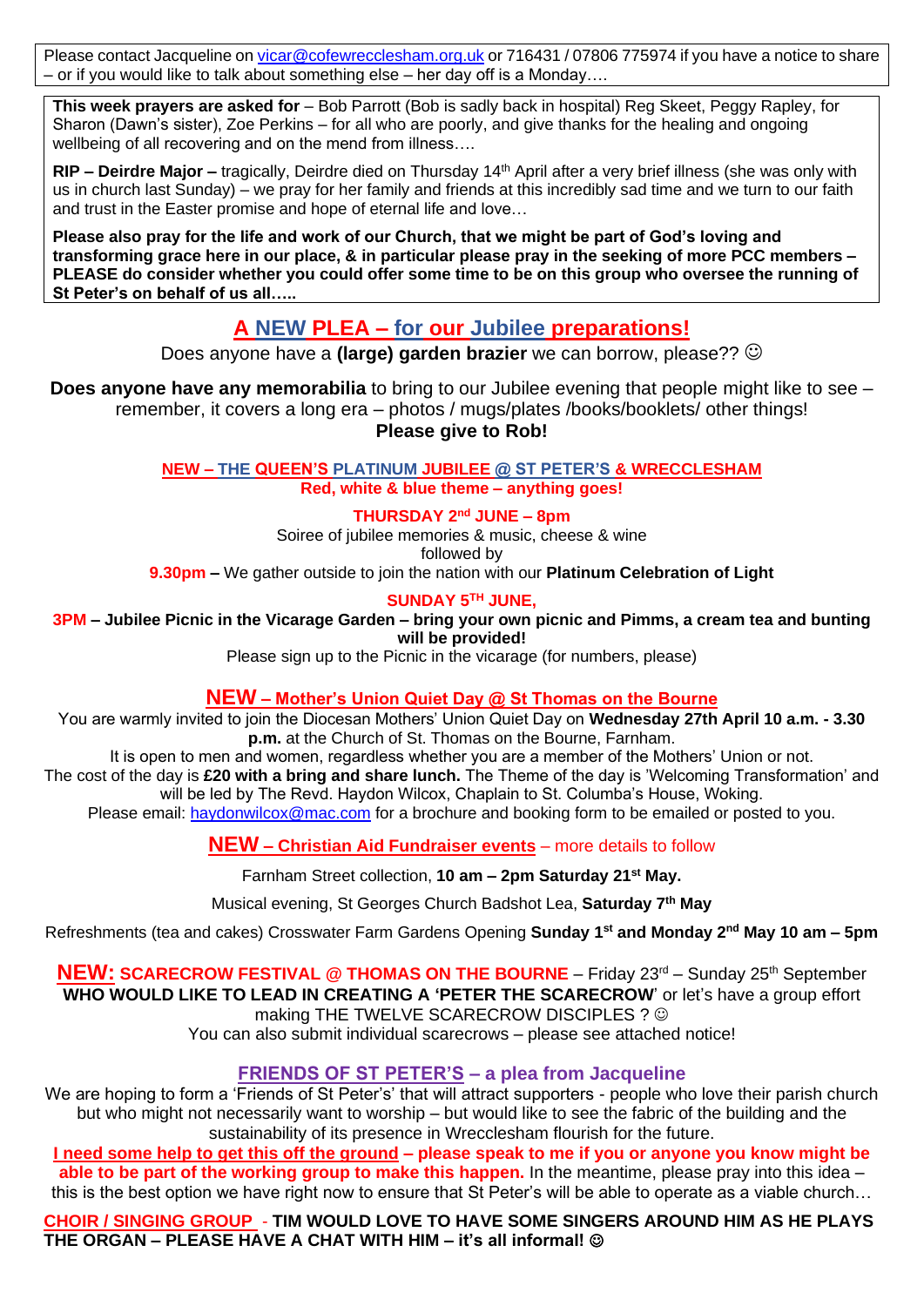Please contact Jacqueline on vicar@cofewrecclesham.org.uk or 716431 / 07806 775974 if you have a notice to share – or if you would like to talk about something else – her day off is a Monday….

**This week prayers are asked for** – Bob Parrott (Bob is sadly back in hospital) Reg Skeet, Peggy Rapley, for Sharon (Dawn's sister), Zoe Perkins – for all who are poorly, and give thanks for the healing and ongoing wellbeing of all recovering and on the mend from illness….

**RIP – Deirdre Major –** tragically, Deirdre died on Thursday 14th April after a very brief illness (she was only with us in church last Sunday) – we pray for her family and friends at this incredibly sad time and we turn to our faith and trust in the Easter promise and hope of eternal life and love…

**Please also pray for the life and work of our Church, that we might be part of God's loving and transforming grace here in our place, & in particular please pray in the seeking of more PCC members – PLEASE do consider whether you could offer some time to be on this group who oversee the running of St Peter's on behalf of us all…..**

## A NEW PLEA – for our Jubilee preparations!

Does anyone have a **(large) garden brazier** we can borrow, please?? ☺

**Does anyone have any memorabilia** to bring to our Jubilee evening that people might like to see – remember, it covers a long era – photos / mugs/plates /books/booklets/ other things!
**Please give to Rob!**

**NEW – THE QUEEN'S PLATINUM JUBILEE @ ST PETER'S & WRECCLESHAM**
**Red, white & blue theme – anything goes!**

**THURSDAY 2nd JUNE – 8pm**
Soiree of jubilee memories & music, cheese & wine
followed by
**9.30pm –** We gather outside to join the nation with our **Platinum Celebration of Light**

**SUNDAY 5TH JUNE,**
**3PM – Jubilee Picnic in the Vicarage Garden – bring your own picnic and Pimms, a cream tea and bunting will be provided!**
Please sign up to the Picnic in the vicarage (for numbers, please)

### NEW – Mother's Union Quiet Day @ St Thomas on the Bourne

You are warmly invited to join the Diocesan Mothers' Union Quiet Day on **Wednesday 27th April 10 a.m. - 3.30 p.m.** at the Church of St. Thomas on the Bourne, Farnham.
It is open to men and women, regardless whether you are a member of the Mothers' Union or not.
The cost of the day is **£20 with a bring and share lunch.** The Theme of the day is 'Welcoming Transformation' and will be led by The Revd. Haydon Wilcox, Chaplain to St. Columba's House, Woking.
Please email: haydonwilcox@mac.com for a brochure and booking form to be emailed or posted to you.

### NEW – Christian Aid Fundraiser events – more details to follow

Farnham Street collection, **10 am – 2pm Saturday 21st May.**

Musical evening, St Georges Church Badshot Lea, **Saturday 7th May**

Refreshments (tea and cakes) Crosswater Farm Gardens Opening **Sunday 1st and Monday 2nd May 10 am – 5pm**

### NEW: SCARECROW FESTIVAL @ THOMAS ON THE BOURNE – Friday 23rd – Sunday 25th September

**WHO WOULD LIKE TO LEAD IN CREATING A 'PETER THE SCARECROW'** or let's have a group effort making THE TWELVE SCARECROW DISCIPLES ? ☺
You can also submit individual scarecrows – please see attached notice!

### FRIENDS OF ST PETER'S – a plea from Jacqueline

We are hoping to form a 'Friends of St Peter's' that will attract supporters - people who love their parish church but who might not necessarily want to worship – but would like to see the fabric of the building and the sustainability of its presence in Wrecclesham flourish for the future.
**I need some help to get this off the ground – please speak to me if you or anyone you know might be able to be part of the working group to make this happen.** In the meantime, please pray into this idea – this is the best option we have right now to ensure that St Peter's will be able to operate as a viable church…

**CHOIR / SINGING GROUP - TIM WOULD LOVE TO HAVE SOME SINGERS AROUND HIM AS HE PLAYS THE ORGAN – PLEASE HAVE A CHAT WITH HIM – it's all informal! ☺**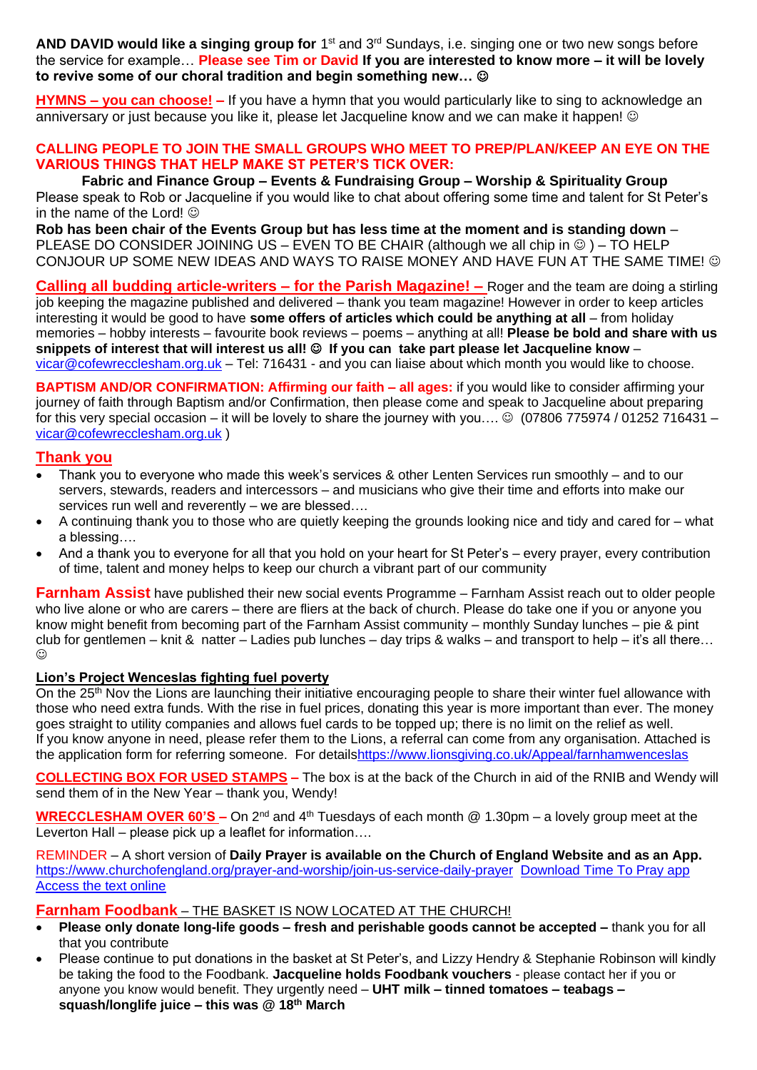**AND DAVID would like a singing group for** 1st and 3rd Sundays, i.e. singing one or two new songs before the service for example… **Please see Tim or David If you are interested to know more – it will be lovely to revive some of our choral tradition and begin something new… ☺**

**HYMNS – you can choose! –** If you have a hymn that you would particularly like to sing to acknowledge an anniversary or just because you like it, please let Jacqueline know and we can make it happen! ☺

**CALLING PEOPLE TO JOIN THE SMALL GROUPS WHO MEET TO PREP/PLAN/KEEP AN EYE ON THE VARIOUS THINGS THAT HELP MAKE ST PETER'S TICK OVER:**

**Fabric and Finance Group – Events & Fundraising Group – Worship & Spirituality Group**

Please speak to Rob or Jacqueline if you would like to chat about offering some time and talent for St Peter's in the name of the Lord! ☺

**Rob has been chair of the Events Group but has less time at the moment and is standing down** – PLEASE DO CONSIDER JOINING US – EVEN TO BE CHAIR (although we all chip in ☺ ) – TO HELP CONJOUR UP SOME NEW IDEAS AND WAYS TO RAISE MONEY AND HAVE FUN AT THE SAME TIME! ☺

**Calling all budding article-writers – for the Parish Magazine! –** Roger and the team are doing a stirling job keeping the magazine published and delivered – thank you team magazine! However in order to keep articles interesting it would be good to have **some offers of articles which could be anything at all** – from holiday memories – hobby interests – favourite book reviews – poems – anything at all! **Please be bold and share with us snippets of interest that will interest us all! ☺ If you can take part please let Jacqueline know** – vicar@cofewrecclesham.org.uk – Tel: 716431 - and you can liaise about which month you would like to choose.

**BAPTISM AND/OR CONFIRMATION: Affirming our faith – all ages:** if you would like to consider affirming your journey of faith through Baptism and/or Confirmation, then please come and speak to Jacqueline about preparing for this very special occasion – it will be lovely to share the journey with you…. ☺ (07806 775974 / 01252 716431 – vicar@cofewrecclesham.org.uk )

## Thank you

- Thank you to everyone who made this week's services & other Lenten Services run smoothly – and to our servers, stewards, readers and intercessors – and musicians who give their time and efforts into make our services run well and reverently – we are blessed….
- A continuing thank you to those who are quietly keeping the grounds looking nice and tidy and cared for – what a blessing….
- And a thank you to everyone for all that you hold on your heart for St Peter's – every prayer, every contribution of time, talent and money helps to keep our church a vibrant part of our community

**Farnham Assist** have published their new social events Programme – Farnham Assist reach out to older people who live alone or who are carers – there are fliers at the back of church. Please do take one if you or anyone you know might benefit from becoming part of the Farnham Assist community – monthly Sunday lunches – pie & pint club for gentlemen – knit & natter – Ladies pub lunches – day trips & walks – and transport to help – it's all there… ☺

**Lion's Project Wenceslas fighting fuel poverty**

On the 25th Nov the Lions are launching their initiative encouraging people to share their winter fuel allowance with those who need extra funds. With the rise in fuel prices, donating this year is more important than ever. The money goes straight to utility companies and allows fuel cards to be topped up; there is no limit on the relief as well. If you know anyone in need, please refer them to the Lions, a referral can come from any organisation. Attached is the application form for referring someone. For detailshttps://www.lionsgiving.co.uk/Appeal/farnhamwenceslas

**COLLECTING BOX FOR USED STAMPS –** The box is at the back of the Church in aid of the RNIB and Wendy will send them of in the New Year – thank you, Wendy!

**WRECCLESHAM OVER 60'S –** On 2nd and 4th Tuesdays of each month @ 1.30pm – a lovely group meet at the Leverton Hall – please pick up a leaflet for information….

REMINDER – A short version of **Daily Prayer is available on the Church of England Website and as an App.** https://www.churchofengland.org/prayer-and-worship/join-us-service-daily-prayer Download Time To Pray app Access the text online

**Farnham Foodbank** – THE BASKET IS NOW LOCATED AT THE CHURCH!

- **Please only donate long-life goods – fresh and perishable goods cannot be accepted –** thank you for all that you contribute
- Please continue to put donations in the basket at St Peter's, and Lizzy Hendry & Stephanie Robinson will kindly be taking the food to the Foodbank. **Jacqueline holds Foodbank vouchers** - please contact her if you or anyone you know would benefit. They urgently need – **UHT milk – tinned tomatoes – teabags – squash/longlife juice – this was @ 18th March**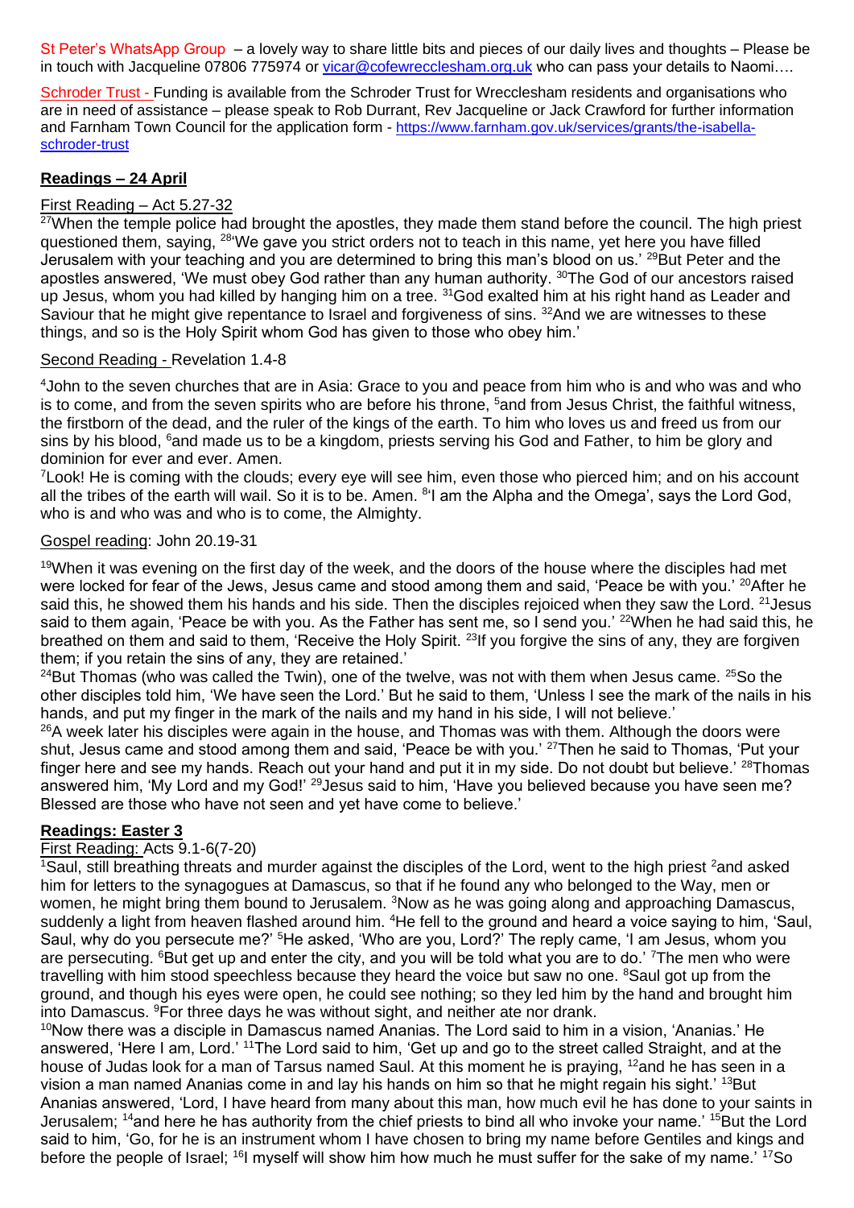St Peter's WhatsApp Group – a lovely way to share little bits and pieces of our daily lives and thoughts – Please be in touch with Jacqueline 07806 775974 or vicar@cofewrecclesham.org.uk who can pass your details to Naomi….

Schroder Trust - Funding is available from the Schroder Trust for Wrecclesham residents and organisations who are in need of assistance – please speak to Rob Durrant, Rev Jacqueline or Jack Crawford for further information and Farnham Town Council for the application form - https://www.farnham.gov.uk/services/grants/the-isabella-schroder-trust

## Readings – 24 April

First Reading – Act 5.27-32

[27]When the temple police had brought the apostles, they made them stand before the council. The high priest questioned them, saying, [28]'We gave you strict orders not to teach in this name, yet here you have filled Jerusalem with your teaching and you are determined to bring this man's blood on us.' [29]But Peter and the apostles answered, 'We must obey God rather than any human authority. [30]The God of our ancestors raised up Jesus, whom you had killed by hanging him on a tree. [31]God exalted him at his right hand as Leader and Saviour that he might give repentance to Israel and forgiveness of sins. [32]And we are witnesses to these things, and so is the Holy Spirit whom God has given to those who obey him.'

Second Reading - Revelation 1.4-8

[4]John to the seven churches that are in Asia: Grace to you and peace from him who is and who was and who is to come, and from the seven spirits who are before his throne, [5]and from Jesus Christ, the faithful witness, the firstborn of the dead, and the ruler of the kings of the earth. To him who loves us and freed us from our sins by his blood, [6]and made us to be a kingdom, priests serving his God and Father, to him be glory and dominion for ever and ever. Amen.
[7]Look! He is coming with the clouds; every eye will see him, even those who pierced him; and on his account all the tribes of the earth will wail. So it is to be. Amen. [8]'I am the Alpha and the Omega', says the Lord God, who is and who was and who is to come, the Almighty.

Gospel reading: John 20.19-31

[19]When it was evening on the first day of the week, and the doors of the house where the disciples had met were locked for fear of the Jews, Jesus came and stood among them and said, 'Peace be with you.' [20]After he said this, he showed them his hands and his side. Then the disciples rejoiced when they saw the Lord. [21]Jesus said to them again, 'Peace be with you. As the Father has sent me, so I send you.' [22]When he had said this, he breathed on them and said to them, 'Receive the Holy Spirit. [23]If you forgive the sins of any, they are forgiven them; if you retain the sins of any, they are retained.'
[24]But Thomas (who was called the Twin), one of the twelve, was not with them when Jesus came. [25]So the other disciples told him, 'We have seen the Lord.' But he said to them, 'Unless I see the mark of the nails in his hands, and put my finger in the mark of the nails and my hand in his side, I will not believe.'
[26]A week later his disciples were again in the house, and Thomas was with them. Although the doors were shut, Jesus came and stood among them and said, 'Peace be with you.' [27]Then he said to Thomas, 'Put your finger here and see my hands. Reach out your hand and put it in my side. Do not doubt but believe.' [28]Thomas answered him, 'My Lord and my God!' [29]Jesus said to him, 'Have you believed because you have seen me? Blessed are those who have not seen and yet have come to believe.'

## Readings: Easter 3

First Reading: Acts 9.1-6(7-20)

[1]Saul, still breathing threats and murder against the disciples of the Lord, went to the high priest [2]and asked him for letters to the synagogues at Damascus, so that if he found any who belonged to the Way, men or women, he might bring them bound to Jerusalem. [3]Now as he was going along and approaching Damascus, suddenly a light from heaven flashed around him. [4]He fell to the ground and heard a voice saying to him, 'Saul, Saul, why do you persecute me?' [5]He asked, 'Who are you, Lord?' The reply came, 'I am Jesus, whom you are persecuting. [6]But get up and enter the city, and you will be told what you are to do.' [7]The men who were travelling with him stood speechless because they heard the voice but saw no one. [8]Saul got up from the ground, and though his eyes were open, he could see nothing; so they led him by the hand and brought him into Damascus. [9]For three days he was without sight, and neither ate nor drank.
[10]Now there was a disciple in Damascus named Ananias. The Lord said to him in a vision, 'Ananias.' He answered, 'Here I am, Lord.' [11]The Lord said to him, 'Get up and go to the street called Straight, and at the house of Judas look for a man of Tarsus named Saul. At this moment he is praying, [12]and he has seen in a vision a man named Ananias come in and lay his hands on him so that he might regain his sight.' [13]But Ananias answered, 'Lord, I have heard from many about this man, how much evil he has done to your saints in Jerusalem; [14]and here he has authority from the chief priests to bind all who invoke your name.' [15]But the Lord said to him, 'Go, for he is an instrument whom I have chosen to bring my name before Gentiles and kings and before the people of Israel; [16]I myself will show him how much he must suffer for the sake of my name.' [17]So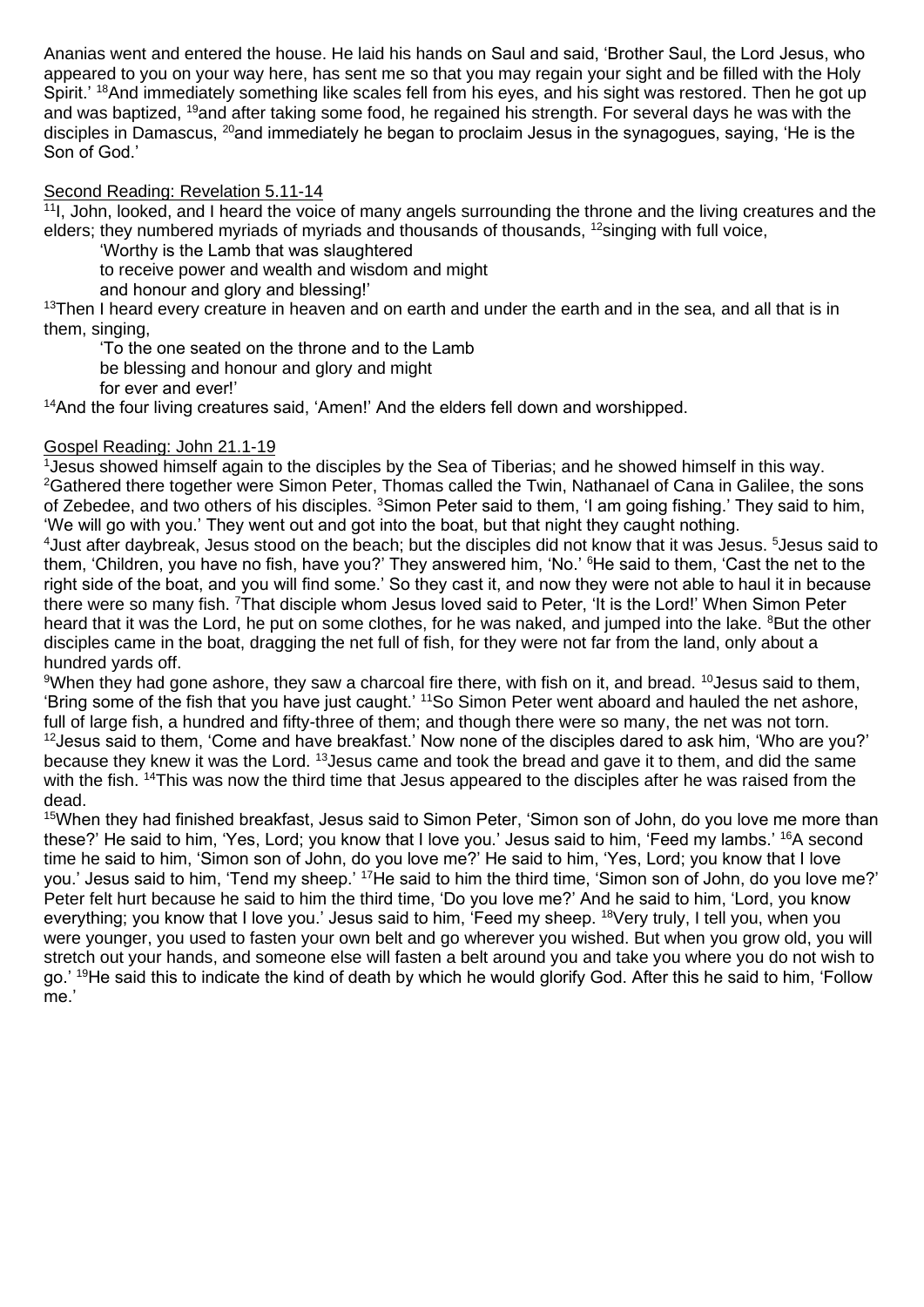Ananias went and entered the house. He laid his hands on Saul and said, 'Brother Saul, the Lord Jesus, who appeared to you on your way here, has sent me so that you may regain your sight and be filled with the Holy Spirit.' [18]And immediately something like scales fell from his eyes, and his sight was restored. Then he got up and was baptized, [19]and after taking some food, he regained his strength. For several days he was with the disciples in Damascus, [20]and immediately he began to proclaim Jesus in the synagogues, saying, 'He is the Son of God.'

Second Reading: Revelation 5.11-14

[11]I, John, looked, and I heard the voice of many angels surrounding the throne and the living creatures and the elders; they numbered myriads of myriads and thousands of thousands, [12]singing with full voice,

'Worthy is the Lamb that was slaughtered
to receive power and wealth and wisdom and might
and honour and glory and blessing!'

[13]Then I heard every creature in heaven and on earth and under the earth and in the sea, and all that is in them, singing,

'To the one seated on the throne and to the Lamb
be blessing and honour and glory and might
for ever and ever!'

[14]And the four living creatures said, 'Amen!' And the elders fell down and worshipped.

Gospel Reading: John 21.1-19

[1]Jesus showed himself again to the disciples by the Sea of Tiberias; and he showed himself in this way. [2]Gathered there together were Simon Peter, Thomas called the Twin, Nathanael of Cana in Galilee, the sons of Zebedee, and two others of his disciples. [3]Simon Peter said to them, 'I am going fishing.' They said to him, 'We will go with you.' They went out and got into the boat, but that night they caught nothing.

[4]Just after daybreak, Jesus stood on the beach; but the disciples did not know that it was Jesus. [5]Jesus said to them, 'Children, you have no fish, have you?' They answered him, 'No.' [6]He said to them, 'Cast the net to the right side of the boat, and you will find some.' So they cast it, and now they were not able to haul it in because there were so many fish. [7]That disciple whom Jesus loved said to Peter, 'It is the Lord!' When Simon Peter heard that it was the Lord, he put on some clothes, for he was naked, and jumped into the lake. [8]But the other disciples came in the boat, dragging the net full of fish, for they were not far from the land, only about a hundred yards off.

[9]When they had gone ashore, they saw a charcoal fire there, with fish on it, and bread. [10]Jesus said to them, 'Bring some of the fish that you have just caught.' [11]So Simon Peter went aboard and hauled the net ashore, full of large fish, a hundred and fifty-three of them; and though there were so many, the net was not torn. [12]Jesus said to them, 'Come and have breakfast.' Now none of the disciples dared to ask him, 'Who are you?' because they knew it was the Lord. [13]Jesus came and took the bread and gave it to them, and did the same with the fish. [14]This was now the third time that Jesus appeared to the disciples after he was raised from the dead.

[15]When they had finished breakfast, Jesus said to Simon Peter, 'Simon son of John, do you love me more than these?' He said to him, 'Yes, Lord; you know that I love you.' Jesus said to him, 'Feed my lambs.' [16]A second time he said to him, 'Simon son of John, do you love me?' He said to him, 'Yes, Lord; you know that I love you.' Jesus said to him, 'Tend my sheep.' [17]He said to him the third time, 'Simon son of John, do you love me?' Peter felt hurt because he said to him the third time, 'Do you love me?' And he said to him, 'Lord, you know everything; you know that I love you.' Jesus said to him, 'Feed my sheep. [18]Very truly, I tell you, when you were younger, you used to fasten your own belt and go wherever you wished. But when you grow old, you will stretch out your hands, and someone else will fasten a belt around you and take you where you do not wish to go.' [19]He said this to indicate the kind of death by which he would glorify God. After this he said to him, 'Follow me.'